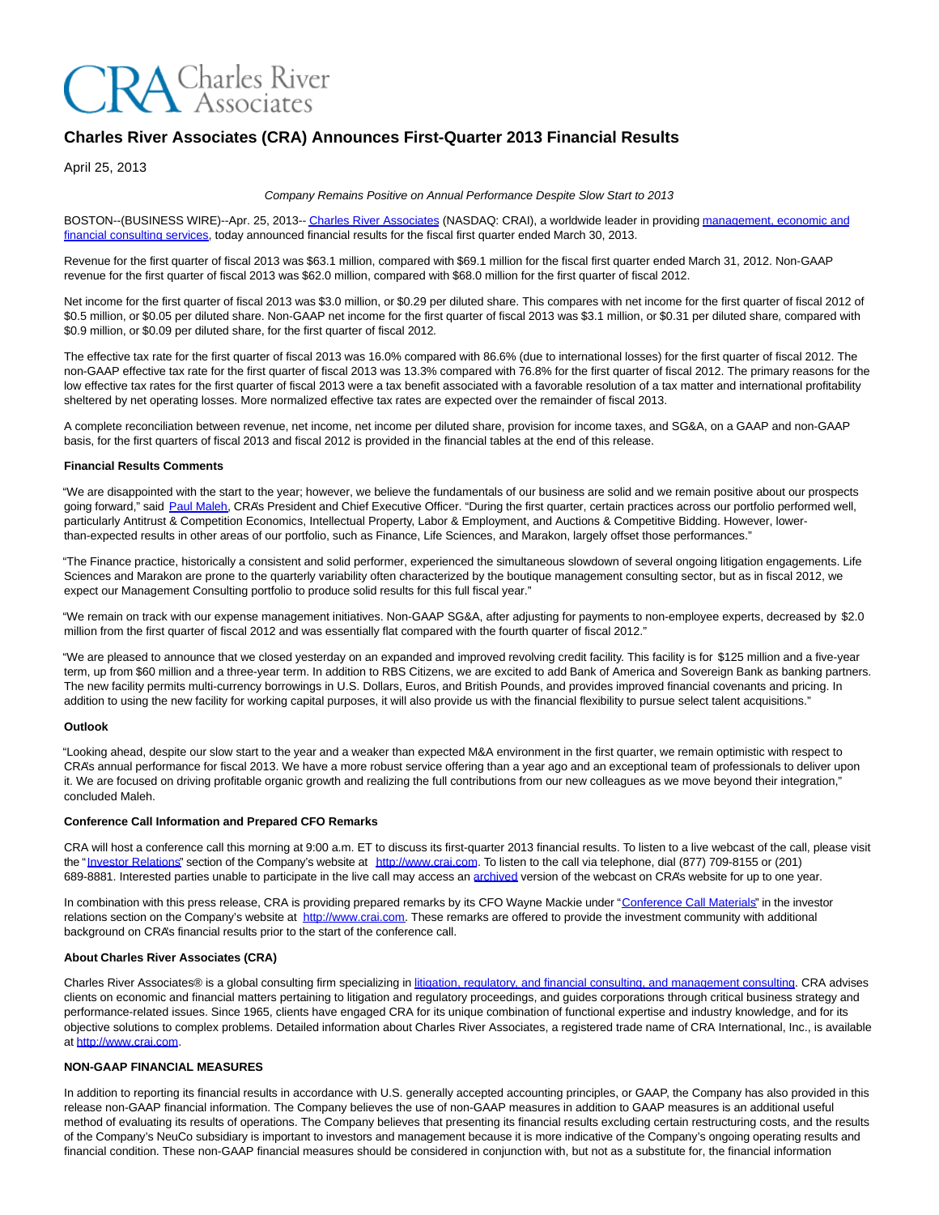# Charles River Associates (CRA) Announces First-Quarter 2013 Financial Results

April 25, 2013

*Company Remains Positive on Annual Performance Despite Slow Start to 2013*

BOSTON--(BUSINESS WIRE)--Apr. 25, 2013-- Charles River Associates (NASDAQ: CRAI), a worldwide leader in providing management, economic and financial consulting services, today announced financial results for the fiscal first quarter ended March 30, 2013.

Revenue for the first quarter of fiscal 2013 was $63.1 million, compared with $69.1 million for the fiscal first quarter ended March 31, 2012. Non-GAAP revenue for the first quarter of fiscal 2013 was $62.0 million, compared with $68.0 million for the first quarter of fiscal 2012.

Net income for the first quarter of fiscal 2013 was $3.0 million, or $0.29 per diluted share. This compares with net income for the first quarter of fiscal 2012 of $0.5 million, or $0.05 per diluted share. Non-GAAP net income for the first quarter of fiscal 2013 was $3.1 million, or $0.31 per diluted share, compared with $0.9 million, or $0.09 per diluted share, for the first quarter of fiscal 2012.

The effective tax rate for the first quarter of fiscal 2013 was 16.0% compared with 86.6% (due to international losses) for the first quarter of fiscal 2012. The non-GAAP effective tax rate for the first quarter of fiscal 2013 was 13.3% compared with 76.8% for the first quarter of fiscal 2012. The primary reasons for the low effective tax rates for the first quarter of fiscal 2013 were a tax benefit associated with a favorable resolution of a tax matter and international profitability sheltered by net operating losses. More normalized effective tax rates are expected over the remainder of fiscal 2013.

A complete reconciliation between revenue, net income, net income per diluted share, provision for income taxes, and SG&A, on a GAAP and non-GAAP basis, for the first quarters of fiscal 2013 and fiscal 2012 is provided in the financial tables at the end of this release.

**Financial Results Comments**

"We are disappointed with the start to the year; however, we believe the fundamentals of our business are solid and we remain positive about our prospects going forward," said Paul Maleh, CRA's President and Chief Executive Officer. "During the first quarter, certain practices across our portfolio performed well, particularly Antitrust & Competition Economics, Intellectual Property, Labor & Employment, and Auctions & Competitive Bidding. However, lower-than-expected results in other areas of our portfolio, such as Finance, Life Sciences, and Marakon, largely offset those performances."

"The Finance practice, historically a consistent and solid performer, experienced the simultaneous slowdown of several ongoing litigation engagements. Life Sciences and Marakon are prone to the quarterly variability often characterized by the boutique management consulting sector, but as in fiscal 2012, we expect our Management Consulting portfolio to produce solid results for this full fiscal year."

"We remain on track with our expense management initiatives. Non-GAAP SG&A, after adjusting for payments to non-employee experts, decreased by $2.0 million from the first quarter of fiscal 2012 and was essentially flat compared with the fourth quarter of fiscal 2012."

"We are pleased to announce that we closed yesterday on an expanded and improved revolving credit facility. This facility is for $125 million and a five-year term, up from $60 million and a three-year term. In addition to RBS Citizens, we are excited to add Bank of America and Sovereign Bank as banking partners. The new facility permits multi-currency borrowings in U.S. Dollars, Euros, and British Pounds, and provides improved financial covenants and pricing. In addition to using the new facility for working capital purposes, it will also provide us with the financial flexibility to pursue select talent acquisitions."

**Outlook**

"Looking ahead, despite our slow start to the year and a weaker than expected M&A environment in the first quarter, we remain optimistic with respect to CRA's annual performance for fiscal 2013. We have a more robust service offering than a year ago and an exceptional team of professionals to deliver upon it. We are focused on driving profitable organic growth and realizing the full contributions from our new colleagues as we move beyond their integration," concluded Maleh.

**Conference Call Information and Prepared CFO Remarks**

CRA will host a conference call this morning at 9:00 a.m. ET to discuss its first-quarter 2013 financial results. To listen to a live webcast of the call, please visit the "Investor Relations" section of the Company's website at http://www.crai.com. To listen to the call via telephone, dial (877) 709-8155 or (201) 689-8881. Interested parties unable to participate in the live call may access an archived version of the webcast on CRA's website for up to one year.

In combination with this press release, CRA is providing prepared remarks by its CFO Wayne Mackie under "Conference Call Materials" in the investor relations section on the Company's website at http://www.crai.com. These remarks are offered to provide the investment community with additional background on CRA's financial results prior to the start of the conference call.

**About Charles River Associates (CRA)**

Charles River Associates® is a global consulting firm specializing in litigation, regulatory, and financial consulting, and management consulting. CRA advises clients on economic and financial matters pertaining to litigation and regulatory proceedings, and guides corporations through critical business strategy and performance-related issues. Since 1965, clients have engaged CRA for its unique combination of functional expertise and industry knowledge, and for its objective solutions to complex problems. Detailed information about Charles River Associates, a registered trade name of CRA International, Inc., is available at http://www.crai.com.

**NON-GAAP FINANCIAL MEASURES**

In addition to reporting its financial results in accordance with U.S. generally accepted accounting principles, or GAAP, the Company has also provided in this release non-GAAP financial information. The Company believes the use of non-GAAP measures in addition to GAAP measures is an additional useful method of evaluating its results of operations. The Company believes that presenting its financial results excluding certain restructuring costs, and the results of the Company's NeuCo subsidiary is important to investors and management because it is more indicative of the Company's ongoing operating results and financial condition. These non-GAAP financial measures should be considered in conjunction with, but not as a substitute for, the financial information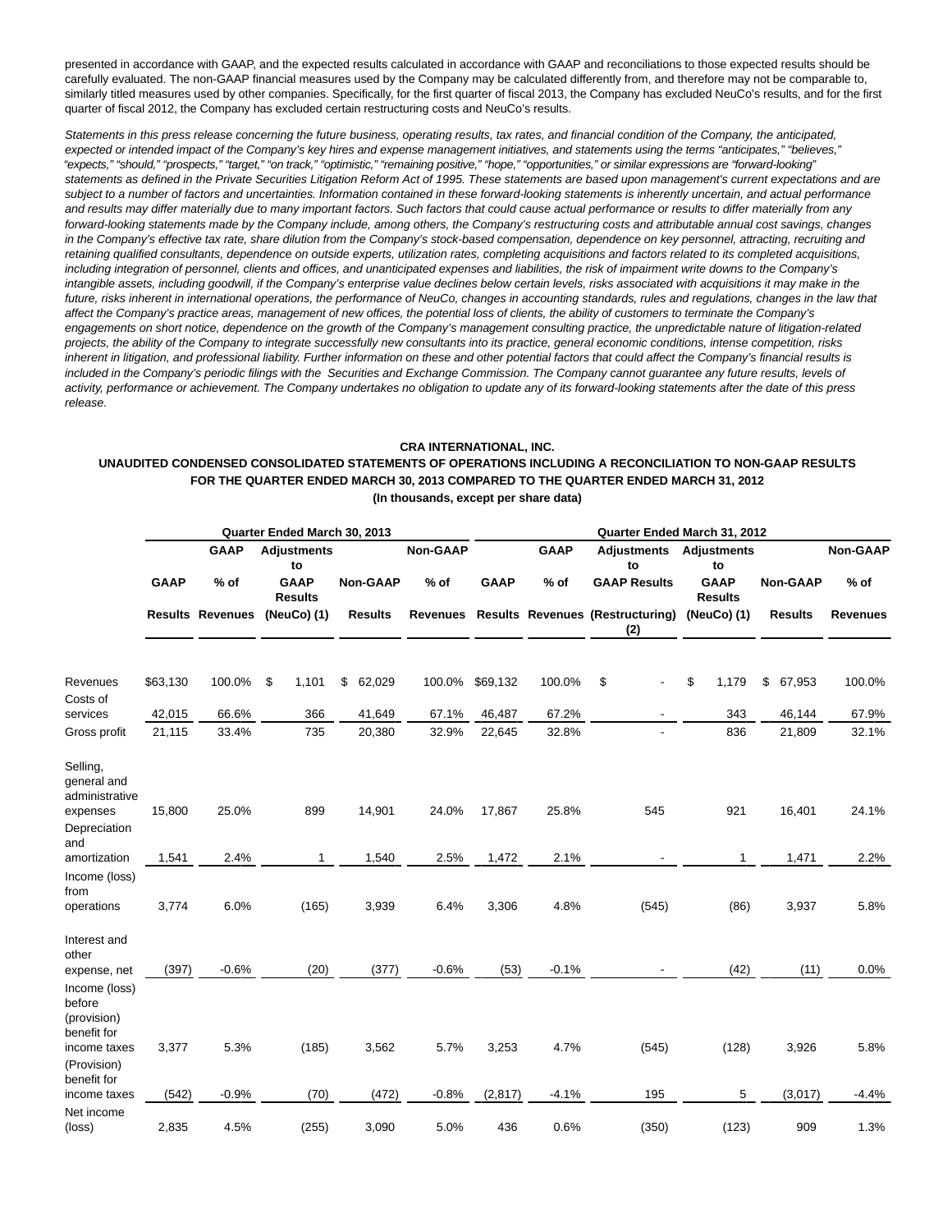presented in accordance with GAAP, and the expected results calculated in accordance with GAAP and reconciliations to those expected results should be carefully evaluated. The non-GAAP financial measures used by the Company may be calculated differently from, and therefore may not be comparable to, similarly titled measures used by other companies. Specifically, for the first quarter of fiscal 2013, the Company has excluded NeuCo's results, and for the first quarter of fiscal 2012, the Company has excluded certain restructuring costs and NeuCo's results.

*Statements in this press release concerning the future business, operating results, tax rates, and financial condition of the Company, the anticipated, expected or intended impact of the Company's key hires and expense management initiatives, and statements using the terms "anticipates," "believes," "expects," "should," "prospects," "target," "on track," "optimistic," "remaining positive," "hope," "opportunities," or similar expressions are "forward-looking" statements as defined in the Private Securities Litigation Reform Act of 1995. These statements are based upon management's current expectations and are subject to a number of factors and uncertainties. Information contained in these forward-looking statements is inherently uncertain, and actual performance and results may differ materially due to many important factors. Such factors that could cause actual performance or results to differ materially from any forward-looking statements made by the Company include, among others, the Company's restructuring costs and attributable annual cost savings, changes in the Company's effective tax rate, share dilution from the Company's stock-based compensation, dependence on key personnel, attracting, recruiting and retaining qualified consultants, dependence on outside experts, utilization rates, completing acquisitions and factors related to its completed acquisitions, including integration of personnel, clients and offices, and unanticipated expenses and liabilities, the risk of impairment write downs to the Company's intangible assets, including goodwill, if the Company's enterprise value declines below certain levels, risks associated with acquisitions it may make in the future, risks inherent in international operations, the performance of NeuCo, changes in accounting standards, rules and regulations, changes in the law that affect the Company's practice areas, management of new offices, the potential loss of clients, the ability of customers to terminate the Company's engagements on short notice, dependence on the growth of the Company's management consulting practice, the unpredictable nature of litigation-related projects, the ability of the Company to integrate successfully new consultants into its practice, general economic conditions, intense competition, risks inherent in litigation, and professional liability. Further information on these and other potential factors that could affect the Company's financial results is included in the Company's periodic filings with the Securities and Exchange Commission. The Company cannot guarantee any future results, levels of activity, performance or achievement. The Company undertakes no obligation to update any of its forward-looking statements after the date of this press release.*

**CRA INTERNATIONAL, INC.**
**UNAUDITED CONDENSED CONSOLIDATED STATEMENTS OF OPERATIONS INCLUDING A RECONCILIATION TO NON-GAAP RESULTS**
**FOR THE QUARTER ENDED MARCH 30, 2013 COMPARED TO THE QUARTER ENDED MARCH 31, 2012**
**(In thousands, except per share data)**

| | Quarter Ended March 30, 2013 | | | | | Quarter Ended March 31, 2012 | | | | | |
|---|---|---|---|---|---|---|---|---|---|---|---|
| | GAAP Results | GAAP % of Revenues | Adjustments to GAAP Results (NeuCo) (1) | Non-GAAP Results | Non-GAAP % of Revenues | GAAP Results | GAAP % of Revenues | Adjustments to GAAP Results (Restructuring) (2) | Adjustments to GAAP Results (NeuCo) (1) | Non-GAAP Results | Non-GAAP % of Revenues |
| Revenues | $63,130 | 100.0% | $ 1,101 | $ 62,029 | 100.0% | $69,132 | 100.0% | $ - | $ 1,179 | $ 67,953 | 100.0% |
| Costs of services | 42,015 | 66.6% | 366 | 41,649 | 67.1% | 46,487 | 67.2% | - | 343 | 46,144 | 67.9% |
| Gross profit | 21,115 | 33.4% | 735 | 20,380 | 32.9% | 22,645 | 32.8% | - | 836 | 21,809 | 32.1% |
| Selling, general and administrative expenses | 15,800 | 25.0% | 899 | 14,901 | 24.0% | 17,867 | 25.8% | 545 | 921 | 16,401 | 24.1% |
| Depreciation and amortization | 1,541 | 2.4% | 1 | 1,540 | 2.5% | 1,472 | 2.1% | - | 1 | 1,471 | 2.2% |
| Income (loss) from operations | 3,774 | 6.0% | (165) | 3,939 | 6.4% | 3,306 | 4.8% | (545) | (86) | 3,937 | 5.8% |
| Interest and other expense, net | (397) | -0.6% | (20) | (377) | -0.6% | (53) | -0.1% | - | (42) | (11) | 0.0% |
| Income (loss) before (provision) benefit for income taxes | 3,377 | 5.3% | (185) | 3,562 | 5.7% | 3,253 | 4.7% | (545) | (128) | 3,926 | 5.8% |
| (Provision) benefit for income taxes | (542) | -0.9% | (70) | (472) | -0.8% | (2,817) | -4.1% | 195 | 5 | (3,017) | -4.4% |
| Net income (loss) | 2,835 | 4.5% | (255) | 3,090 | 5.0% | 436 | 0.6% | (350) | (123) | 909 | 1.3% |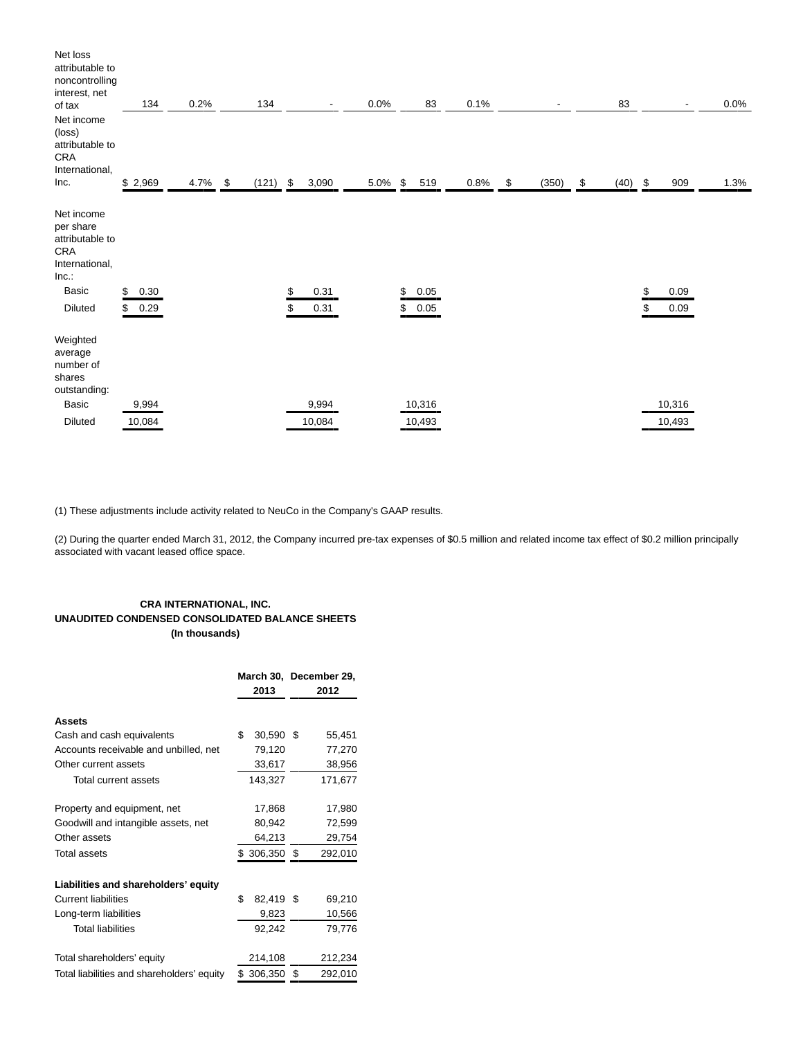| | | | | | | | | | | | |
|---|---|---|---|---|---|---|---|---|---|---|---|
| Net loss attributable to noncontrolling interest, net of tax | 134 | 0.2% | 134 | - | 0.0% | 83 | 0.1% | - | 83 | - | 0.0% |
| Net income (loss) attributable to CRA International, Inc. | $ 2,969 | 4.7% | $ (121) | $ 3,090 | 5.0% | $ 519 | 0.8% | $ (350) | $ (40) | $ 909 | 1.3% |
| Net income per share attributable to CRA International, Inc.: | | | | | | | | | | | |
| Basic | $ 0.30 | | | $ 0.31 | | $ 0.05 | | | | $ 0.09 | |
| Diluted | $ 0.29 | | | $ 0.31 | | $ 0.05 | | | | $ 0.09 | |
| Weighted average number of shares outstanding: | | | | | | | | | | | |
| Basic | 9,994 | | | 9,994 | | 10,316 | | | | 10,316 | |
| Diluted | 10,084 | | | 10,084 | | 10,493 | | | | 10,493 | |

(1) These adjustments include activity related to NeuCo in the Company's GAAP results.

(2) During the quarter ended March 31, 2012, the Company incurred pre-tax expenses of $0.5 million and related income tax effect of $0.2 million principally associated with vacant leased office space.

**CRA INTERNATIONAL, INC.**
**UNAUDITED CONDENSED CONSOLIDATED BALANCE SHEETS**
**(In thousands)**

| | March 30, 2013 | December 29, 2012 |
|---|---|---|
| **Assets** | | |
| Cash and cash equivalents | $ 30,590 | $ 55,451 |
| Accounts receivable and unbilled, net | 79,120 | 77,270 |
| Other current assets | 33,617 | 38,956 |
| Total current assets | 143,327 | 171,677 |
| Property and equipment, net | 17,868 | 17,980 |
| Goodwill and intangible assets, net | 80,942 | 72,599 |
| Other assets | 64,213 | 29,754 |
| Total assets | $ 306,350 | $ 292,010 |
| **Liabilities and shareholders' equity** | | |
| Current liabilities | $ 82,419 | $ 69,210 |
| Long-term liabilities | 9,823 | 10,566 |
| Total liabilities | 92,242 | 79,776 |
| Total shareholders' equity | 214,108 | 212,234 |
| Total liabilities and shareholders' equity | $ 306,350 | $ 292,010 |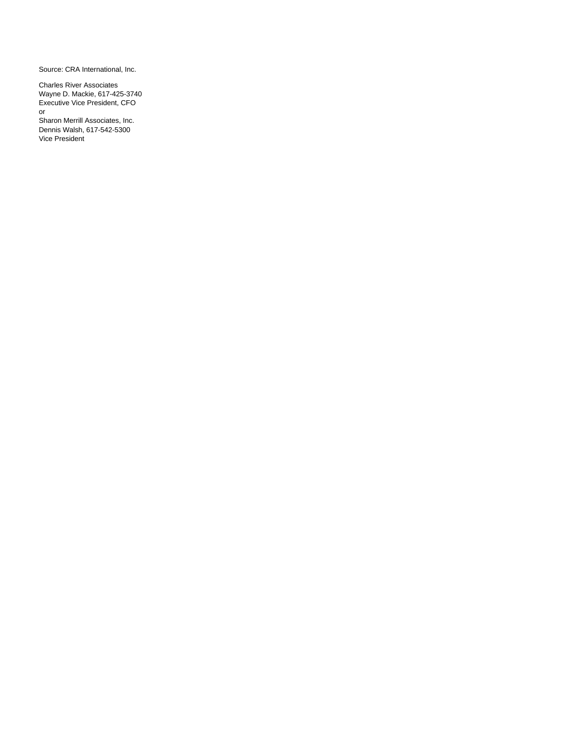Source: CRA International, Inc.

Charles River Associates  
Wayne D. Mackie, 617-425-3740  
Executive Vice President, CFO  
or  
Sharon Merrill Associates, Inc.  
Dennis Walsh, 617-542-5300  
Vice President